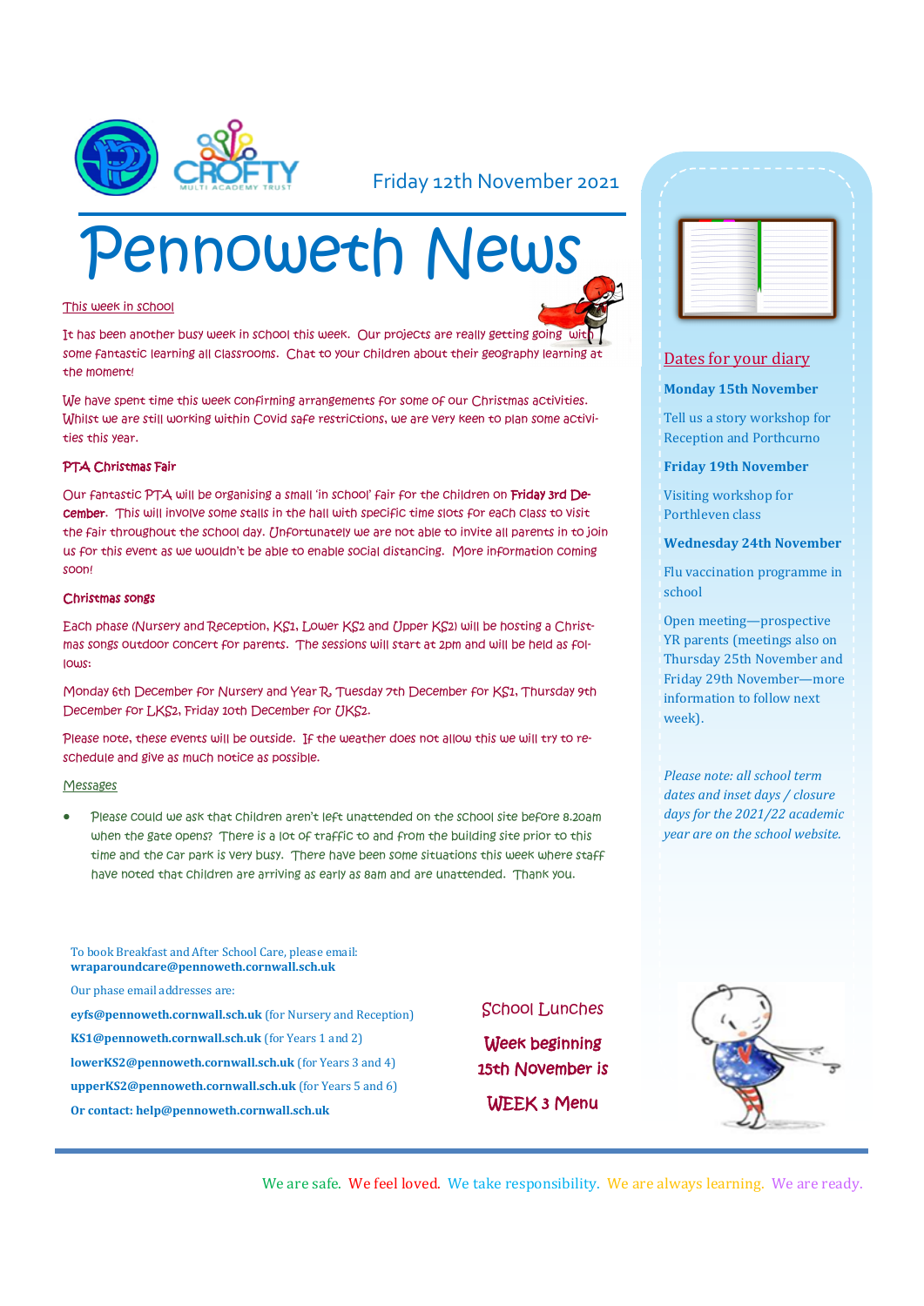Friday 12th November 2021

# Pennoweth News

## This week in school

It has been another busy week in school this week. Our projects are really getting going with some fantastic learning all classrooms. Chat to your children about their geography learning at the moment!

We have spent time this week confirming arrangements for some of our Christmas activities. Whilst we are still working within Covid safe restrictions, we are very keen to plan some activities this year.

### PTA Christmas Fair

Our fantastic PTA will be organising a small 'in school' fair for the children on **Friday 3rd December**. This will involve some stalls in the hall with specific time slots for each class to visit the fair throughout the school day. Unfortunately we are not able to invite all parents in to join us for this event as we wouldn't be able to enable social distancing. More information coming soon!

### Christmas songs

Each phase (Nursery and Reception, KS1, Lower KS2 and Upper KS2) will be hosting a Christmas songs outdoor concert for parents. The sessions will start at 2pm and will be held as follows:

Monday 6th December for Nursery and Year R, Tuesday 7th December for KS1, Thursday 9th December for LKS2, Friday 10th December for UKS2.

Please note, these events will be outside. If the weather does not allow this we will try to reschedule and give as much notice as possible.

## Messages

- Please could we ask that children aren't left unattended on the school site before 8.20am when the gate opens? There is a lot of traffic to and from the building site prior to this time and the car park is very busy. There have been some situations this week where staff have noted that children are arriving as early as 8am and are unattended. Thank you.

To book Breakfast and After School Care, please email:
**wraparoundcare@pennoweth.cornwall.sch.uk**

Our phase email addresses are:

**eyfs@pennoweth.cornwall.sch.uk** (for Nursery and Reception)

**KS1@pennoweth.cornwall.sch.uk** (for Years 1 and 2)

**lowerKS2@pennoweth.cornwall.sch.uk** (for Years 3 and 4)

**upperKS2@pennoweth.cornwall.sch.uk** (for Years 5 and 6)

**Or contact: help@pennoweth.cornwall.sch.uk**

School Lunches

**Week beginning 15th November is**

**WEEK 3 Menu**

## Dates for your diary

**Monday 15th November**

Tell us a story workshop for Reception and Porthcurno

**Friday 19th November**

Visiting workshop for Porthleven class

**Wednesday 24th November**

Flu vaccination programme in school

Open meeting—prospective YR parents (meetings also on Thursday 25th November and Friday 29th November—more information to follow next week).

*Please note: all school term dates and inset days / closure days for the 2021/22 academic year are on the school website.*

We are safe. We feel loved. We take responsibility. We are always learning. We are ready.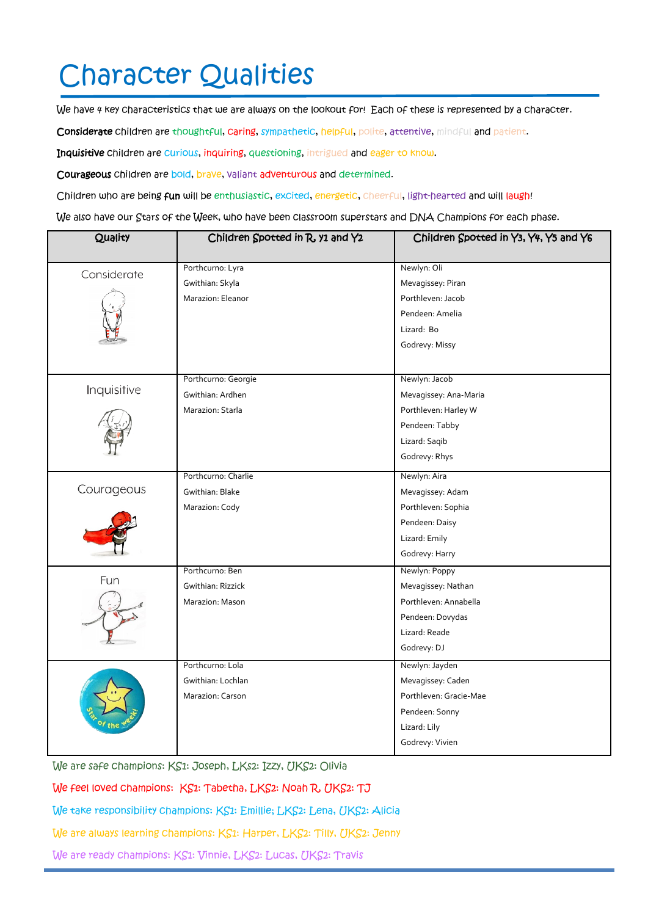# Character Qualities

We have 4 key characteristics that we are always on the lookout for! Each of these is represented by a character.

**Considerate** children are thoughtful, caring, sympathetic, helpful, polite, attentive, mindful and patient.

**Inquisitive** children are curious, inquiring, questioning, intrigued and eager to know.

**Courageous** children are bold, brave, valiant adventurous and determined.

Children who are being **fun** will be enthusiastic, excited, energetic, cheerful, light-hearted and will laugh!

We also have our Stars of the Week, who have been classroom superstars and DNA Champions for each phase.

| Quality | Children Spotted in R, Y1 and Y2 | Children Spotted in Y3, Y4, Y5 and Y6 |
|---|---|---|
| Considerate | Porthcurno: Lyra<br>Gwithian: Skyla<br>Marazion: Eleanor | Newlyn: Oli<br>Mevagissey: Piran<br>Porthleven: Jacob<br>Pendeen: Amelia<br>Lizard: Bo<br>Godrevy: Missy |
| Inquisitive | Porthcurno: Georgie<br>Gwithian: Ardhen<br>Marazion: Starla | Newlyn: Jacob<br>Mevagissey: Ana-Maria<br>Porthleven: Harley W<br>Pendeen: Tabby<br>Lizard: Saqib<br>Godrevy: Rhys |
| Courageous | Porthcurno: Charlie<br>Gwithian: Blake<br>Marazion: Cody | Newlyn: Aira<br>Mevagissey: Adam<br>Porthleven: Sophia<br>Pendeen: Daisy<br>Lizard: Emily<br>Godrevy: Harry |
| Fun | Porthcurno: Ben<br>Gwithian: Rizzick<br>Marazion: Mason | Newlyn: Poppy<br>Mevagissey: Nathan<br>Porthleven: Annabella<br>Pendeen: Dovydas<br>Lizard: Reade<br>Godrevy: DJ |
| Star of the week! | Porthcurno: Lola<br>Gwithian: Lochlan<br>Marazion: Carson | Newlyn: Jayden<br>Mevagissey: Caden<br>Porthleven: Gracie-Mae<br>Pendeen: Sonny<br>Lizard: Lily<br>Godrevy: Vivien |

We are safe champions: KS1: Joseph, LKS2: Izzy, UKS2: Olivia

We feel loved champions: KS1: Tabetha, LKS2: Noah R, UKS2: TJ

We take responsibility champions: KS1: Emillie; LKS2: Lena, UKS2: Alicia

We are always learning champions: KS1: Harper, LKS2: Tilly, UKS2: Jenny

We are ready champions: KS1: Vinnie, LKS2: Lucas, UKS2: Travis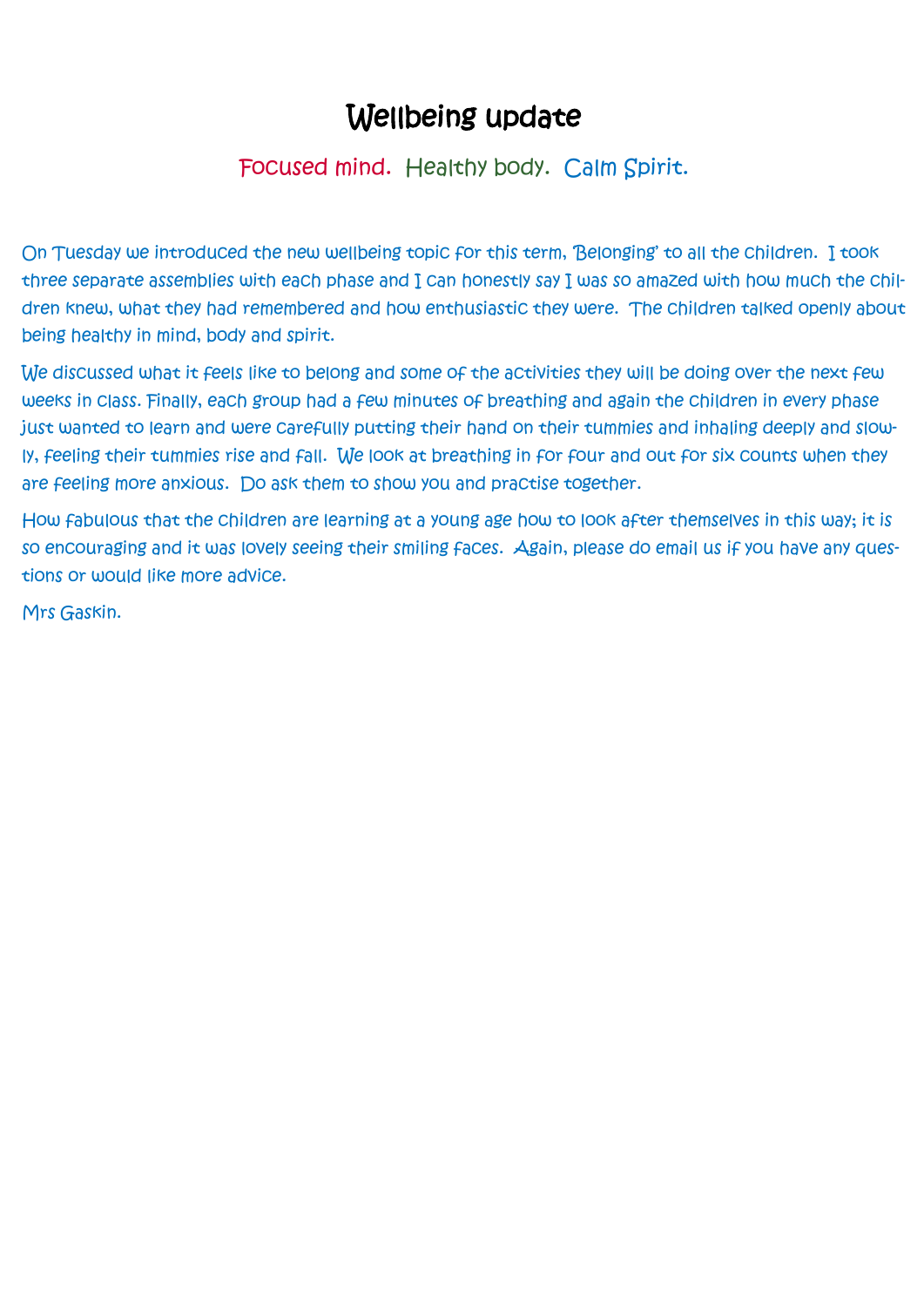# Wellbeing update

Focused mind. Healthy body. Calm Spirit.

On Tuesday we introduced the new wellbeing topic for this term, 'Belonging' to all the children. I took three separate assemblies with each phase and I can honestly say I was so amazed with how much the children knew, what they had remembered and how enthusiastic they were. The children talked openly about being healthy in mind, body and spirit.

We discussed what it feels like to belong and some of the activities they will be doing over the next few weeks in class. Finally, each group had a few minutes of breathing and again the children in every phase just wanted to learn and were carefully putting their hand on their tummies and inhaling deeply and slowly, feeling their tummies rise and fall. We look at breathing in for four and out for six counts when they are feeling more anxious. Do ask them to show you and practise together.

How fabulous that the children are learning at a young age how to look after themselves in this way; it is so encouraging and it was lovely seeing their smiling faces. Again, please do email us if you have any questions or would like more advice.

Mrs Gaskin.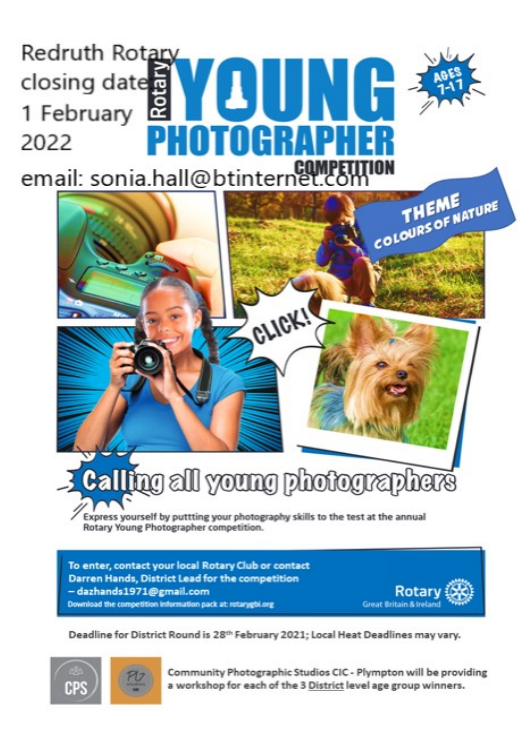Redruth Rotary closing date: 1 February 2022

email: sonia.hall@btinternet.com

# Rotary YOUNG PHOTOGRAPHER COMPETITION

AGES 7-17

THEME COLOURS OF NATURE

CLICK!

## Calling all young photographers

Express yourself by puttting your photography skills to the test at the annual Rotary Young Photographer competition.

**To enter, contact your local Rotary Club or contact Darren Hands, District Lead for the competition – dazhands1971@gmail.com**

**Download the competition information pack at: rotarygbi.org**

Rotary Great Britain & Ireland

Deadline for District Round is 28th February 2021; Local Heat Deadlines may vary.

Community Photographic Studios CIC - Plympton will be providing a workshop for each of the 3 District level age group winners.